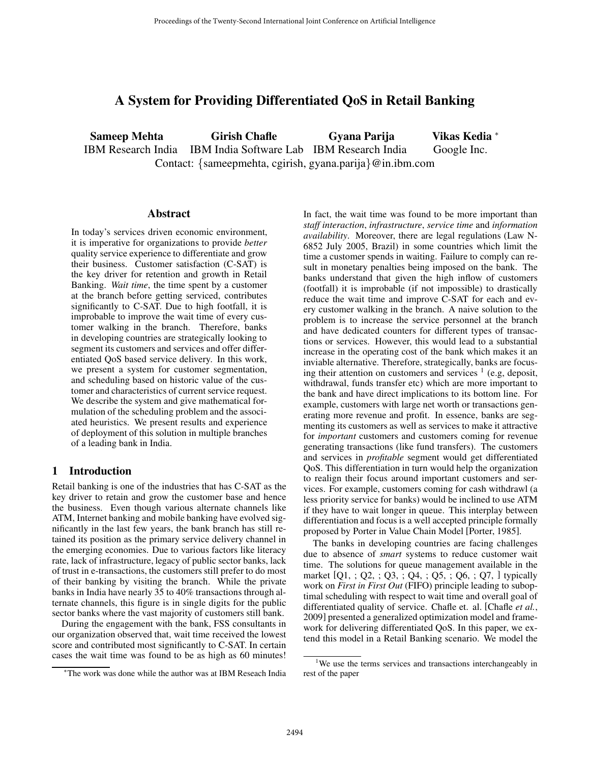# A System for Providing Differentiated QoS in Retail Banking

**Sameep Mehta** IBM Research India
**Girish Chafle** IBM India Software Lab
**Gyana Parija** IBM Research India
**Vikas Kedia** [*] Google Inc.

Contact: {sameepmehta, cgirish, gyana.parija}@in.ibm.com

## Abstract

In today's services driven economic environment, it is imperative for organizations to provide *better* quality service experience to differentiate and grow their business. Customer satisfaction (C-SAT) is the key driver for retention and growth in Retail Banking. *Wait time*, the time spent by a customer at the branch before getting serviced, contributes significantly to C-SAT. Due to high footfall, it is improbable to improve the wait time of every customer walking in the branch. Therefore, banks in developing countries are strategically looking to segment its customers and services and offer differentiated QoS based service delivery. In this work, we present a system for customer segmentation, and scheduling based on historic value of the customer and characteristics of current service request. We describe the system and give mathematical formulation of the scheduling problem and the associated heuristics. We present results and experience of deployment of this solution in multiple branches of a leading bank in India.

## 1 Introduction

Retail banking is one of the industries that has C-SAT as the key driver to retain and grow the customer base and hence the business. Even though various alternate channels like ATM, Internet banking and mobile banking have evolved significantly in the last few years, the bank branch has still retained its position as the primary service delivery channel in the emerging economies. Due to various factors like literacy rate, lack of infrastructure, legacy of public sector banks, lack of trust in e-transactions, the customers still prefer to do most of their banking by visiting the branch. While the private banks in India have nearly 35 to 40% transactions through alternate channels, this figure is in single digits for the public sector banks where the vast majority of customers still bank.

During the engagement with the bank, FSS consultants in our organization observed that, wait time received the lowest score and contributed most significantly to C-SAT. In certain cases the wait time was found to be as high as 60 minutes! In fact, the wait time was found to be more important than *staff interaction*, *infrastructure*, *service time* and *information availability*. Moreover, there are legal regulations (Law N-6852 July 2005, Brazil) in some countries which limit the time a customer spends in waiting. Failure to comply can result in monetary penalties being imposed on the bank. The banks understand that given the high inflow of customers (footfall) it is improbable (if not impossible) to drastically reduce the wait time and improve C-SAT for each and every customer walking in the branch. A naive solution to the problem is to increase the service personnel at the branch and have dedicated counters for different types of transactions or services. However, this would lead to a substantial increase in the operating cost of the bank which makes it an inviable alternative. Therefore, strategically, banks are focusing their attention on customers and services [1] (e.g, deposit, withdrawal, funds transfer etc) which are more important to the bank and have direct implications to its bottom line. For example, customers with large net worth or transactions generating more revenue and profit. In essence, banks are segmenting its customers as well as services to make it attractive for *important* customers and customers coming for revenue generating transactions (like fund transfers). The customers and services in *profitable* segment would get differentiated QoS. This differentiation in turn would help the organization to realign their focus around important customers and services. For example, customers coming for cash withdrawl (a less priority service for banks) would be inclined to use ATM if they have to wait longer in queue. This interplay between differentiation and focus is a well accepted principle formally proposed by Porter in Value Chain Model [Porter, 1985].

The banks in developing countries are facing challenges due to absence of *smart* systems to reduce customer wait time. The solutions for queue management available in the market [Q1, ; Q2, ; Q3, ; Q4, ; Q5, ; Q6, ; Q7, ] typically work on *First in First Out* (FIFO) principle leading to suboptimal scheduling with respect to wait time and overall goal of differentiated quality of service. Chafle et. al. [Chafle *et al.*, 2009] presented a generalized optimization model and framework for delivering differentiated QoS. In this paper, we extend this model in a Retail Banking scenario. We model the

[*] The work was done while the author was at IBM Reseach India

[1] We use the terms services and transactions interchangeably in rest of the paper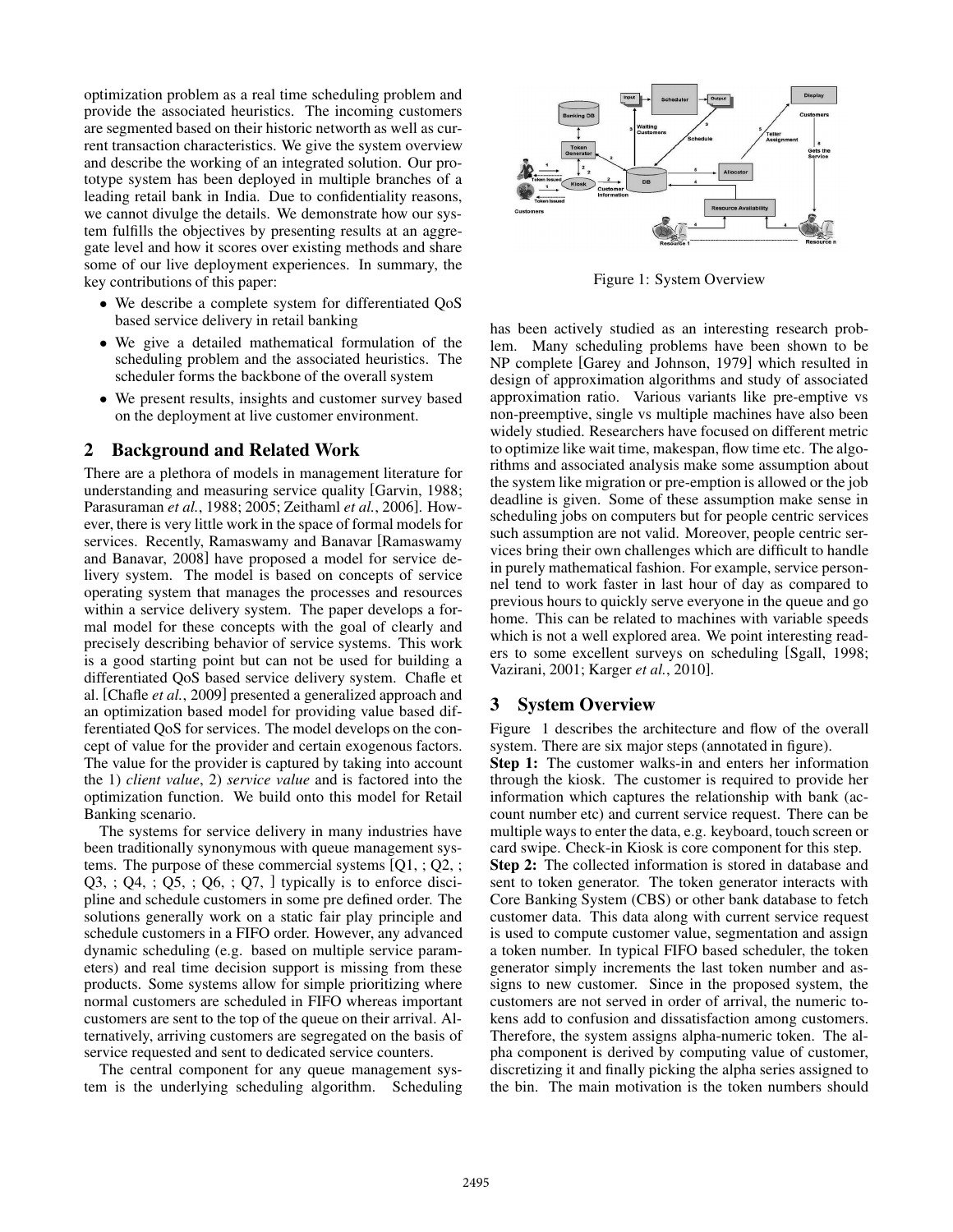optimization problem as a real time scheduling problem and provide the associated heuristics. The incoming customers are segmented based on their historic networth as well as current transaction characteristics. We give the system overview and describe the working of an integrated solution. Our prototype system has been deployed in multiple branches of a leading retail bank in India. Due to confidentiality reasons, we cannot divulge the details. We demonstrate how our system fulfills the objectives by presenting results at an aggregate level and how it scores over existing methods and share some of our live deployment experiences. In summary, the key contributions of this paper:

- We describe a complete system for differentiated QoS based service delivery in retail banking
- We give a detailed mathematical formulation of the scheduling problem and the associated heuristics. The scheduler forms the backbone of the overall system
- We present results, insights and customer survey based on the deployment at live customer environment.

## 2 Background and Related Work

There are a plethora of models in management literature for understanding and measuring service quality [Garvin, 1988; Parasuraman *et al.*, 1988; 2005; Zeithaml *et al.*, 2006]. However, there is very little work in the space of formal models for services. Recently, Ramaswamy and Banavar [Ramaswamy and Banavar, 2008] have proposed a model for service delivery system. The model is based on concepts of service operating system that manages the processes and resources within a service delivery system. The paper develops a formal model for these concepts with the goal of clearly and precisely describing behavior of service systems. This work is a good starting point but can not be used for building a differentiated QoS based service delivery system. Chafle et al. [Chafle *et al.*, 2009] presented a generalized approach and an optimization based model for providing value based differentiated QoS for services. The model develops on the concept of value for the provider and certain exogenous factors. The value for the provider is captured by taking into account the 1) *client value*, 2) *service value* and is factored into the optimization function. We build onto this model for Retail Banking scenario.

The systems for service delivery in many industries have been traditionally synonymous with queue management systems. The purpose of these commercial systems [Q1, ; Q2, ; Q3, ; Q4, ; Q5, ; Q6, ; Q7, ] typically is to enforce discipline and schedule customers in some pre defined order. The solutions generally work on a static fair play principle and schedule customers in a FIFO order. However, any advanced dynamic scheduling (e.g. based on multiple service parameters) and real time decision support is missing from these products. Some systems allow for simple prioritizing where normal customers are scheduled in FIFO whereas important customers are sent to the top of the queue on their arrival. Alternatively, arriving customers are segregated on the basis of service requested and sent to dedicated service counters.

The central component for any queue management system is the underlying scheduling algorithm. Scheduling has been actively studied as an interesting research problem. Many scheduling problems have been shown to be NP complete [Garey and Johnson, 1979] which resulted in design of approximation algorithms and study of associated approximation ratio. Various variants like pre-emptive vs non-preemptive, single vs multiple machines have also been widely studied. Researchers have focused on different metric to optimize like wait time, makespan, flow time etc. The algorithms and associated analysis make some assumption about the system like migration or pre-emption is allowed or the job deadline is given. Some of these assumption make sense in scheduling jobs on computers but for people centric services such assumption are not valid. Moreover, people centric services bring their own challenges which are difficult to handle in purely mathematical fashion. For example, service personnel tend to work faster in last hour of day as compared to previous hours to quickly serve everyone in the queue and go home. This can be related to machines with variable speeds which is not a well explored area. We point interesting readers to some excellent surveys on scheduling [Sgall, 1998; Vazirani, 2001; Karger *et al.*, 2010].

Figure 1: System Overview

## 3 System Overview

Figure 1 describes the architecture and flow of the overall system. There are six major steps (annotated in figure).

**Step 1:** The customer walks-in and enters her information through the kiosk. The customer is required to provide her information which captures the relationship with bank (account number etc) and current service request. There can be multiple ways to enter the data, e.g. keyboard, touch screen or card swipe. Check-in Kiosk is core component for this step.

**Step 2:** The collected information is stored in database and sent to token generator. The token generator interacts with Core Banking System (CBS) or other bank database to fetch customer data. This data along with current service request is used to compute customer value, segmentation and assign a token number. In typical FIFO based scheduler, the token generator simply increments the last token number and assigns to new customer. Since in the proposed system, the customers are not served in order of arrival, the numeric tokens add to confusion and dissatisfaction among customers. Therefore, the system assigns alpha-numeric token. The alpha component is derived by computing value of customer, discretizing it and finally picking the alpha series assigned to the bin. The main motivation is the token numbers should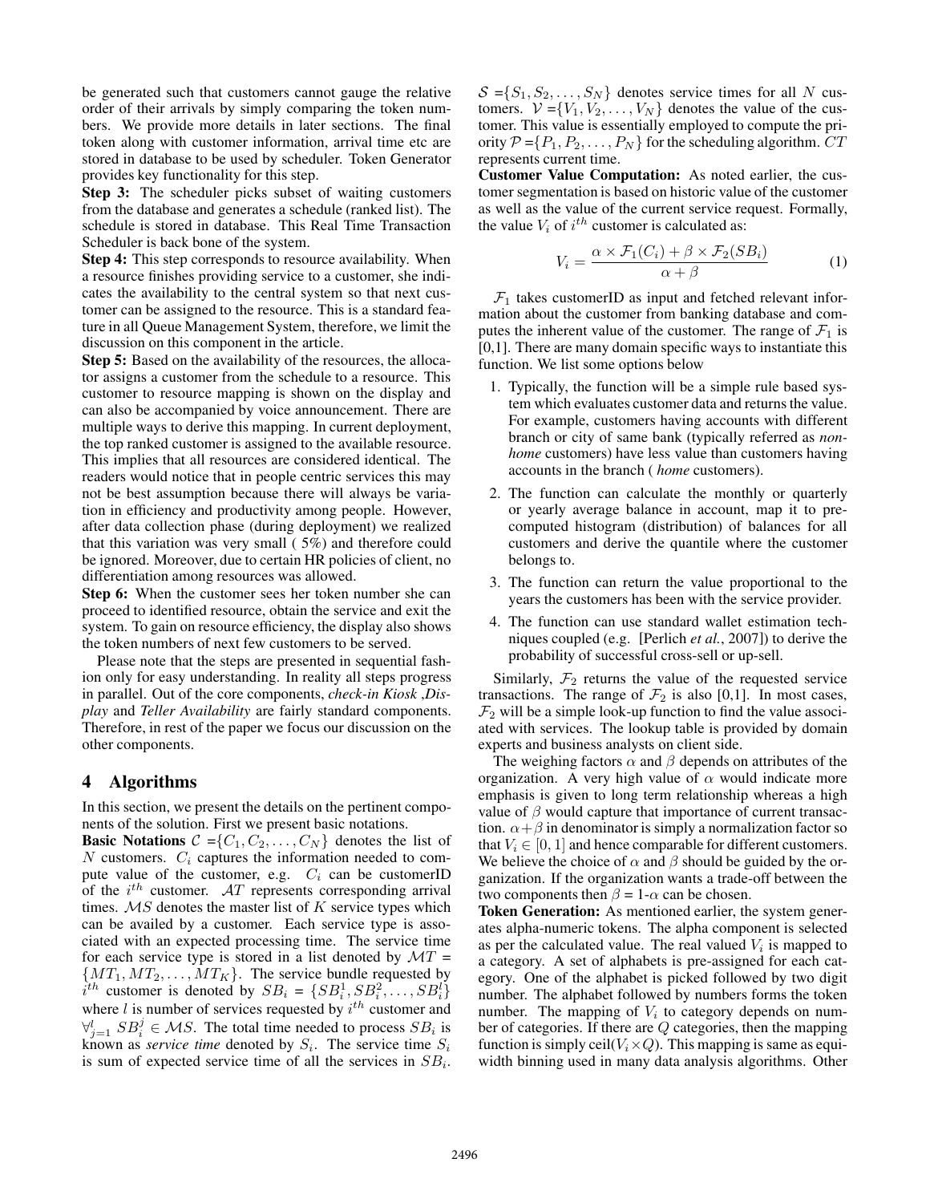be generated such that customers cannot gauge the relative order of their arrivals by simply comparing the token numbers. We provide more details in later sections. The final token along with customer information, arrival time etc are stored in database to be used by scheduler. Token Generator provides key functionality for this step.

**Step 3:** The scheduler picks subset of waiting customers from the database and generates a schedule (ranked list). The schedule is stored in database. This Real Time Transaction Scheduler is back bone of the system.

**Step 4:** This step corresponds to resource availability. When a resource finishes providing service to a customer, she indicates the availability to the central system so that next customer can be assigned to the resource. This is a standard feature in all Queue Management System, therefore, we limit the discussion on this component in the article.

**Step 5:** Based on the availability of the resources, the allocator assigns a customer from the schedule to a resource. This customer to resource mapping is shown on the display and can also be accompanied by voice announcement. There are multiple ways to derive this mapping. In current deployment, the top ranked customer is assigned to the available resource. This implies that all resources are considered identical. The readers would notice that in people centric services this may not be best assumption because there will always be variation in efficiency and productivity among people. However, after data collection phase (during deployment) we realized that this variation was very small ( 5%) and therefore could be ignored. Moreover, due to certain HR policies of client, no differentiation among resources was allowed.

**Step 6:** When the customer sees her token number she can proceed to identified resource, obtain the service and exit the system. To gain on resource efficiency, the display also shows the token numbers of next few customers to be served.

Please note that the steps are presented in sequential fashion only for easy understanding. In reality all steps progress in parallel. Out of the core components, *check-in Kiosk* ,*Display* and *Teller Availability* are fairly standard components. Therefore, in rest of the paper we focus our discussion on the other components.

## 4 Algorithms

In this section, we present the details on the pertinent components of the solution. First we present basic notations.

**Basic Notations** $\mathcal{C} = \{C_1, C_2, \ldots, C_N\}$ denotes the list of $N$ customers. $C_i$ captures the information needed to compute value of the customer, e.g. $C_i$ can be customerID of the $i^{th}$ customer. $\mathcal{AT}$ represents corresponding arrival times. $\mathcal{MS}$ denotes the master list of $K$ service types which can be availed by a customer. Each service type is associated with an expected processing time. The service time for each service type is stored in a list denoted by $\mathcal{MT} = \{MT_1, MT_2, \ldots, MT_K\}$. The service bundle requested by $i^{th}$ customer is denoted by $SB_i = \{SB_i^1, SB_i^2, \ldots, SB_i^l\}$ where $l$ is number of services requested by $i^{th}$ customer and $\forall_{j=1}^{l} SB_i^j \in \mathcal{MS}$. The total time needed to process $SB_i$ is known as *service time* denoted by $S_i$. The service time $S_i$ is sum of expected service time of all the services in $SB_i$. $\mathcal{S} = \{S_1, S_2, \ldots, S_N\}$ denotes service times for all $N$ customers. $\mathcal{V} = \{V_1, V_2, \ldots, V_N\}$ denotes the value of the customer. This value is essentially employed to compute the priority $\mathcal{P} = \{P_1, P_2, \ldots, P_N\}$ for the scheduling algorithm. $CT$ represents current time.

**Customer Value Computation:** As noted earlier, the customer segmentation is based on historic value of the customer as well as the value of the current service request. Formally, the value $V_i$ of $i^{th}$ customer is calculated as:

$$V_i = \frac{\alpha \times \mathcal{F}_1(C_i) + \beta \times \mathcal{F}_2(SB_i)}{\alpha + \beta} \tag{1}$$

$\mathcal{F}_1$ takes customerID as input and fetched relevant information about the customer from banking database and computes the inherent value of the customer. The range of $\mathcal{F}_1$ is [0,1]. There are many domain specific ways to instantiate this function. We list some options below

1. Typically, the function will be a simple rule based system which evaluates customer data and returns the value. For example, customers having accounts with different branch or city of same bank (typically referred as *non-home* customers) have less value than customers having accounts in the branch ( *home* customers).
2. The function can calculate the monthly or quarterly or yearly average balance in account, map it to pre-computed histogram (distribution) of balances for all customers and derive the quantile where the customer belongs to.
3. The function can return the value proportional to the years the customers has been with the service provider.
4. The function can use standard wallet estimation techniques coupled (e.g. [Perlich *et al.*, 2007]) to derive the probability of successful cross-sell or up-sell.

Similarly, $\mathcal{F}_2$ returns the value of the requested service transactions. The range of $\mathcal{F}_2$ is also [0,1]. In most cases, $\mathcal{F}_2$ will be a simple look-up function to find the value associated with services. The lookup table is provided by domain experts and business analysts on client side.

The weighing factors $\alpha$ and $\beta$ depends on attributes of the organization. A very high value of $\alpha$ would indicate more emphasis is given to long term relationship whereas a high value of $\beta$ would capture that importance of current transaction. $\alpha + \beta$ in denominator is simply a normalization factor so that $V_i \in [0, 1]$ and hence comparable for different customers. We believe the choice of $\alpha$ and $\beta$ should be guided by the organization. If the organization wants a trade-off between the two components then $\beta$ = 1-$\alpha$ can be chosen.

**Token Generation:** As mentioned earlier, the system generates alpha-numeric tokens. The alpha component is selected as per the calculated value. The real valued $V_i$ is mapped to a category. A set of alphabets is pre-assigned for each category. One of the alphabet is picked followed by two digit number. The alphabet followed by numbers forms the token number. The mapping of $V_i$ to category depends on number of categories. If there are $Q$ categories, then the mapping function is simply ceil($V_i \times Q$). This mapping is same as equi-width binning used in many data analysis algorithms. Other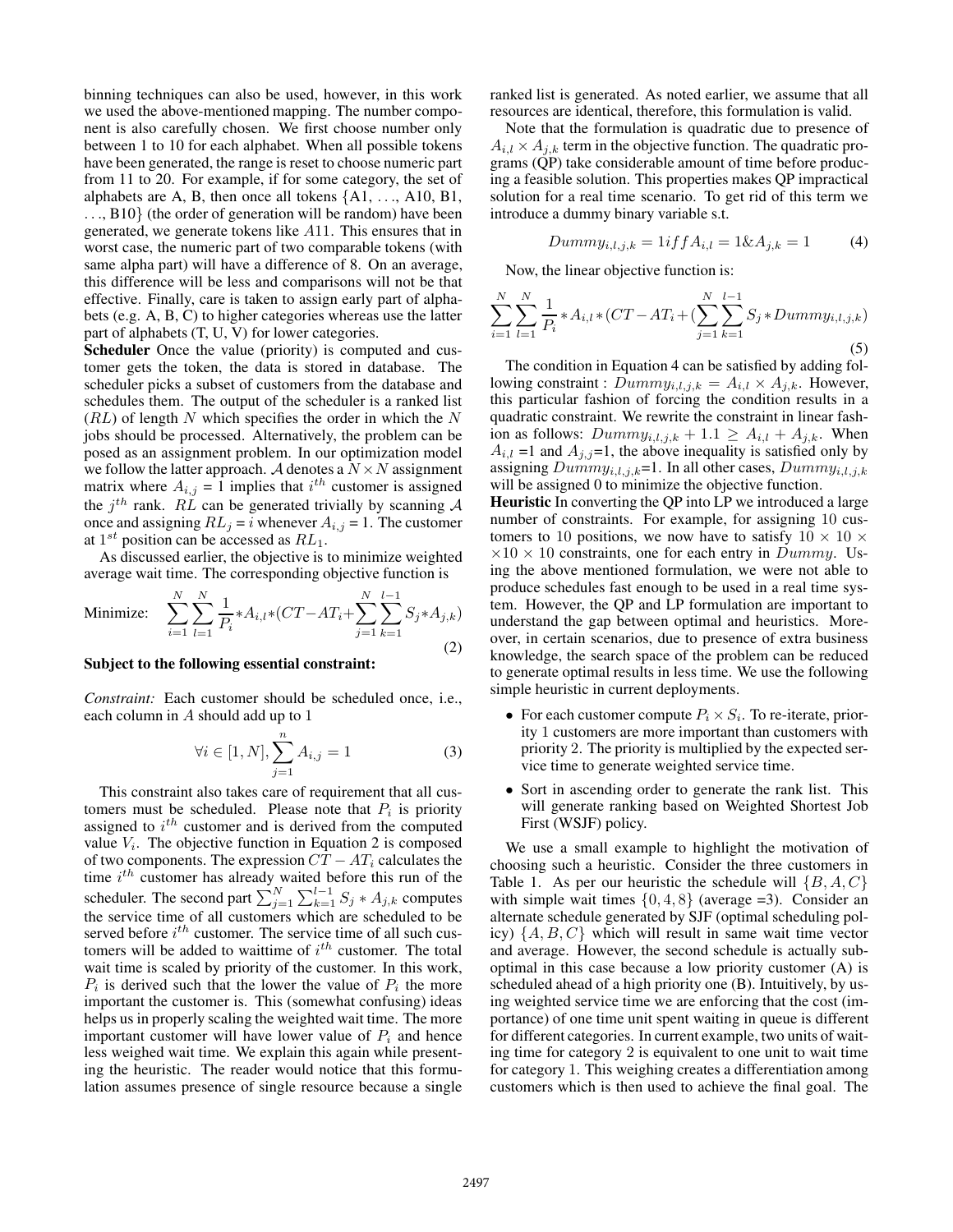binning techniques can also be used, however, in this work we used the above-mentioned mapping. The number component is also carefully chosen. We first choose number only between 1 to 10 for each alphabet. When all possible tokens have been generated, the range is reset to choose numeric part from 11 to 20. For example, if for some category, the set of alphabets are A, B, then once all tokens {A1, . . ., A10, B1, . . ., B10} (the order of generation will be random) have been generated, we generate tokens like $A11$. This ensures that in worst case, the numeric part of two comparable tokens (with same alpha part) will have a difference of 8. On an average, this difference will be less and comparisons will not be that effective. Finally, care is taken to assign early part of alphabets (e.g. A, B, C) to higher categories whereas use the latter part of alphabets (T, U, V) for lower categories.

**Scheduler** Once the value (priority) is computed and customer gets the token, the data is stored in database. The scheduler picks a subset of customers from the database and schedules them. The output of the scheduler is a ranked list ($RL$) of length $N$ which specifies the order in which the $N$ jobs should be processed. Alternatively, the problem can be posed as an assignment problem. In our optimization model we follow the latter approach. $\mathcal{A}$ denotes a $N \times N$ assignment matrix where $A_{i,j}$ = 1 implies that $i^{th}$ customer is assigned the $j^{th}$ rank. $RL$ can be generated trivially by scanning $\mathcal{A}$ once and assigning $RL_j = i$ whenever $A_{i,j}$ = 1. The customer at $1^{st}$ position can be accessed as $RL_1$.

As discussed earlier, the objective is to minimize weighted average wait time. The corresponding objective function is

$$\text{Minimize:} \quad \sum_{i=1}^{N}\sum_{l=1}^{N}\frac{1}{P_i} * A_{i,l} * (CT - AT_i + \sum_{j=1}^{N}\sum_{k=1}^{l-1} S_j * A_{j,k}) \tag{2}$$

**Subject to the following essential constraint:**

*Constraint:* Each customer should be scheduled once, i.e., each column in $A$ should add up to 1

$$\forall i \in [1, N], \sum_{j=1}^{n} A_{i,j} = 1 \tag{3}$$

This constraint also takes care of requirement that all customers must be scheduled. Please note that $P_i$ is priority assigned to $i^{th}$ customer and is derived from the computed value $V_i$. The objective function in Equation 2 is composed of two components. The expression $CT - AT_i$ calculates the time $i^{th}$ customer has already waited before this run of the scheduler. The second part $\sum_{j=1}^{N}\sum_{k=1}^{l-1} S_j * A_{j,k}$ computes the service time of all customers which are scheduled to be served before $i^{th}$ customer. The service time of all such customers will be added to waittime of $i^{th}$ customer. The total wait time is scaled by priority of the customer. In this work, $P_i$ is derived such that the lower the value of $P_i$ the more important the customer is. This (somewhat confusing) ideas helps us in properly scaling the weighted wait time. The more important customer will have lower value of $P_i$ and hence less weighed wait time. We explain this again while presenting the heuristic. The reader would notice that this formulation assumes presence of single resource because a single ranked list is generated. As noted earlier, we assume that all resources are identical, therefore, this formulation is valid.

Note that the formulation is quadratic due to presence of $A_{i,l} \times A_{j,k}$ term in the objective function. The quadratic programs (QP) take considerable amount of time before producing a feasible solution. This properties makes QP impractical solution for a real time scenario. To get rid of this term we introduce a dummy binary variable s.t.

$$Dummy_{i,l,j,k} = 1 iff A_{i,l} = 1 \& A_{j,k} = 1 \tag{4}$$

Now, the linear objective function is:

$$\sum_{i=1}^{N}\sum_{l=1}^{N}\frac{1}{P_i} * A_{i,l} * (CT - AT_i + (\sum_{j=1}^{N}\sum_{k=1}^{l-1} S_j * Dummy_{i,l,j,k}) \tag{5}$$

The condition in Equation 4 can be satisfied by adding following constraint : $Dummy_{i,l,j,k} = A_{i,l} \times A_{j,k}$. However, this particular fashion of forcing the condition results in a quadratic constraint. We rewrite the constraint in linear fashion as follows: $Dummy_{i,l,j,k} + 1.1 \geq A_{i,l} + A_{j,k}$. When $A_{i,l}$ =1 and $A_{j,j}$=1, the above inequality is satisfied only by assigning $Dummy_{i,l,j,k}$=1. In all other cases, $Dummy_{i,l,j,k}$ will be assigned 0 to minimize the objective function.

**Heuristic** In converting the QP into LP we introduced a large number of constraints. For example, for assigning 10 customers to 10 positions, we now have to satisfy $10 \times 10 \times 10 \times 10$ constraints, one for each entry in $Dummy$. Using the above mentioned formulation, we were not able to produce schedules fast enough to be used in a real time system. However, the QP and LP formulation are important to understand the gap between optimal and heuristics. Moreover, in certain scenarios, due to presence of extra business knowledge, the search space of the problem can be reduced to generate optimal results in less time. We use the following simple heuristic in current deployments.

- For each customer compute $P_i \times S_i$. To re-iterate, priority 1 customers are more important than customers with priority 2. The priority is multiplied by the expected service time to generate weighted service time.
- Sort in ascending order to generate the rank list. This will generate ranking based on Weighted Shortest Job First (WSJF) policy.

We use a small example to highlight the motivation of choosing such a heuristic. Consider the three customers in Table 1. As per our heuristic the schedule will $\{B, A, C\}$ with simple wait times $\{0, 4, 8\}$ (average =3). Consider an alternate schedule generated by SJF (optimal scheduling policy) $\{A, B, C\}$ which will result in same wait time vector and average. However, the second schedule is actually suboptimal in this case because a low priority customer (A) is scheduled ahead of a high priority one (B). Intuitively, by using weighted service time we are enforcing that the cost (importance) of one time unit spent waiting in queue is different for different categories. In current example, two units of waiting time for category 2 is equivalent to one unit to wait time for category 1. This weighing creates a differentiation among customers which is then used to achieve the final goal. The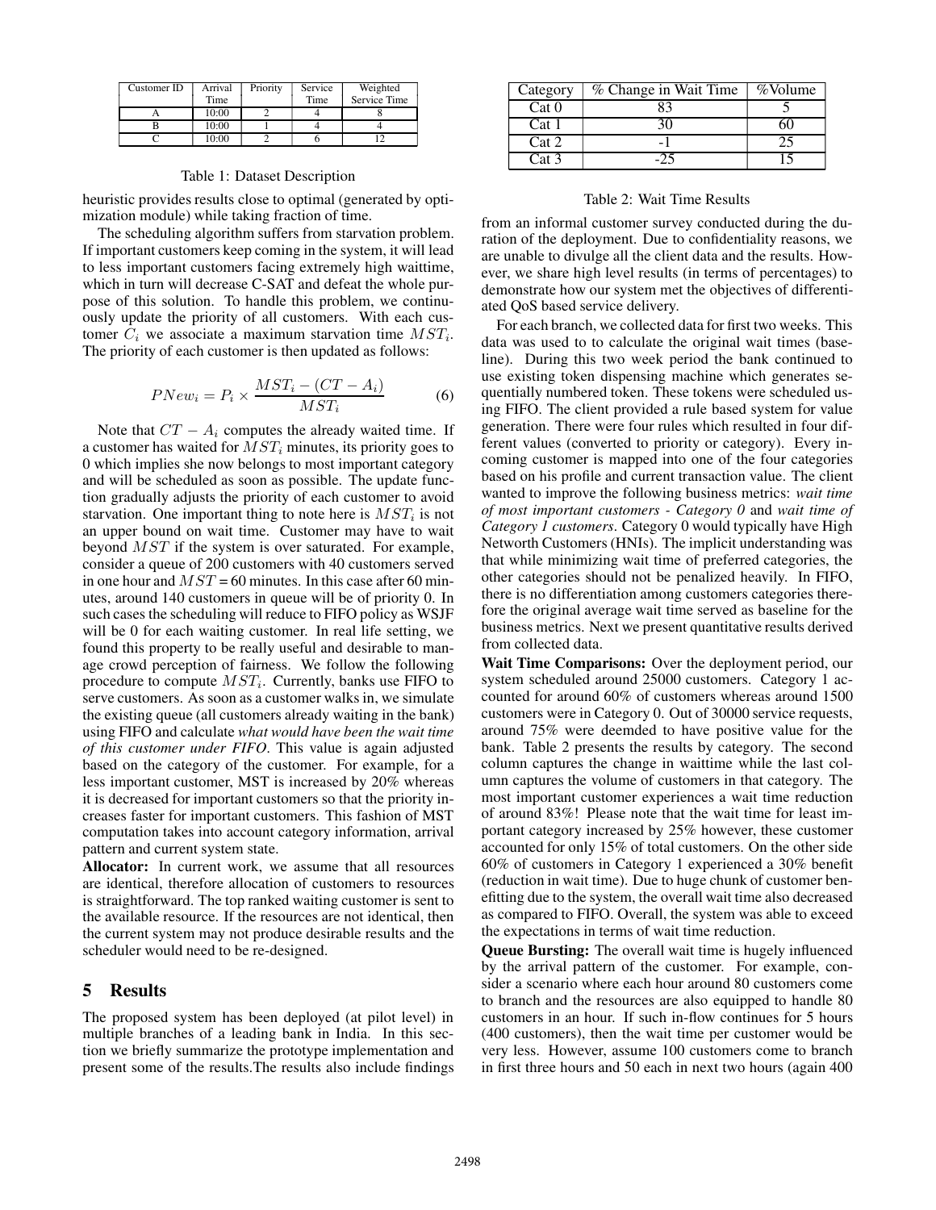| Customer ID | Arrival Time | Priority | Service Time | Weighted Service Time |
|---|---|---|---|---|
| A | 10:00 | 2 | 4 | 8 |
| B | 10:00 | 1 | 4 | 4 |
| C | 10:00 | 2 | 6 | 12 |

Table 1: Dataset Description

heuristic provides results close to optimal (generated by optimization module) while taking fraction of time.

The scheduling algorithm suffers from starvation problem. If important customers keep coming in the system, it will lead to less important customers facing extremely high waittime, which in turn will decrease C-SAT and defeat the whole purpose of this solution. To handle this problem, we continuously update the priority of all customers. With each customer $C_i$ we associate a maximum starvation time $MST_i$. The priority of each customer is then updated as follows:

$$PNew_i = P_i \times \frac{MST_i - (CT - A_i)}{MST_i} \tag{6}$$

Note that $CT - A_i$ computes the already waited time. If a customer has waited for $MST_i$ minutes, its priority goes to 0 which implies she now belongs to most important category and will be scheduled as soon as possible. The update function gradually adjusts the priority of each customer to avoid starvation. One important thing to note here is $MST_i$ is not an upper bound on wait time. Customer may have to wait beyond $MST$ if the system is over saturated. For example, consider a queue of 200 customers with 40 customers served in one hour and $MST$ = 60 minutes. In this case after 60 minutes, around 140 customers in queue will be of priority 0. In such cases the scheduling will reduce to FIFO policy as WSJF will be 0 for each waiting customer. In real life setting, we found this property to be really useful and desirable to manage crowd perception of fairness. We follow the following procedure to compute $MST_i$. Currently, banks use FIFO to serve customers. As soon as a customer walks in, we simulate the existing queue (all customers already waiting in the bank) using FIFO and calculate *what would have been the wait time of this customer under FIFO*. This value is again adjusted based on the category of the customer. For example, for a less important customer, MST is increased by 20% whereas it is decreased for important customers so that the priority increases faster for important customers. This fashion of MST computation takes into account category information, arrival pattern and current system state.

**Allocator:** In current work, we assume that all resources are identical, therefore allocation of customers to resources is straightforward. The top ranked waiting customer is sent to the available resource. If the resources are not identical, then the current system may not produce desirable results and the scheduler would need to be re-designed.

## 5 Results

The proposed system has been deployed (at pilot level) in multiple branches of a leading bank in India. In this section we briefly summarize the prototype implementation and present some of the results.The results also include findings from an informal customer survey conducted during the duration of the deployment. Due to confidentiality reasons, we are unable to divulge all the client data and the results. However, we share high level results (in terms of percentages) to demonstrate how our system met the objectives of differentiated QoS based service delivery.

| Category | % Change in Wait Time | %Volume |
|---|---|---|
| Cat 0 | 83 | 5 |
| Cat 1 | 30 | 60 |
| Cat 2 | -1 | 25 |
| Cat 3 | -25 | 15 |

Table 2: Wait Time Results

For each branch, we collected data for first two weeks. This data was used to to calculate the original wait times (baseline). During this two week period the bank continued to use existing token dispensing machine which generates sequentially numbered token. These tokens were scheduled using FIFO. The client provided a rule based system for value generation. There were four rules which resulted in four different values (converted to priority or category). Every incoming customer is mapped into one of the four categories based on his profile and current transaction value. The client wanted to improve the following business metrics: *wait time of most important customers - Category 0* and *wait time of Category 1 customers*. Category 0 would typically have High Networth Customers (HNIs). The implicit understanding was that while minimizing wait time of preferred categories, the other categories should not be penalized heavily. In FIFO, there is no differentiation among customers categories therefore the original average wait time served as baseline for the business metrics. Next we present quantitative results derived from collected data.

**Wait Time Comparisons:** Over the deployment period, our system scheduled around 25000 customers. Category 1 accounted for around 60% of customers whereas around 1500 customers were in Category 0. Out of 30000 service requests, around 75% were deemed to have positive value for the bank. Table 2 presents the results by category. The second column captures the change in waittime while the last column captures the volume of customers in that category. The most important customer experiences a wait time reduction of around 83%! Please note that the wait time for least important category increased by 25% however, these customer accounted for only 15% of total customers. On the other side 60% of customers in Category 1 experienced a 30% benefit (reduction in wait time). Due to huge chunk of customer benefitting due to the system, the overall wait time also decreased as compared to FIFO. Overall, the system was able to exceed the expectations in terms of wait time reduction.

**Queue Bursting:** The overall wait time is hugely influenced by the arrival pattern of the customer. For example, consider a scenario where each hour around 80 customers come to branch and the resources are also equipped to handle 80 customers in an hour. If such in-flow continues for 5 hours (400 customers), then the wait time per customer would be very less. However, assume 100 customers come to branch in first three hours and 50 each in next two hours (again 400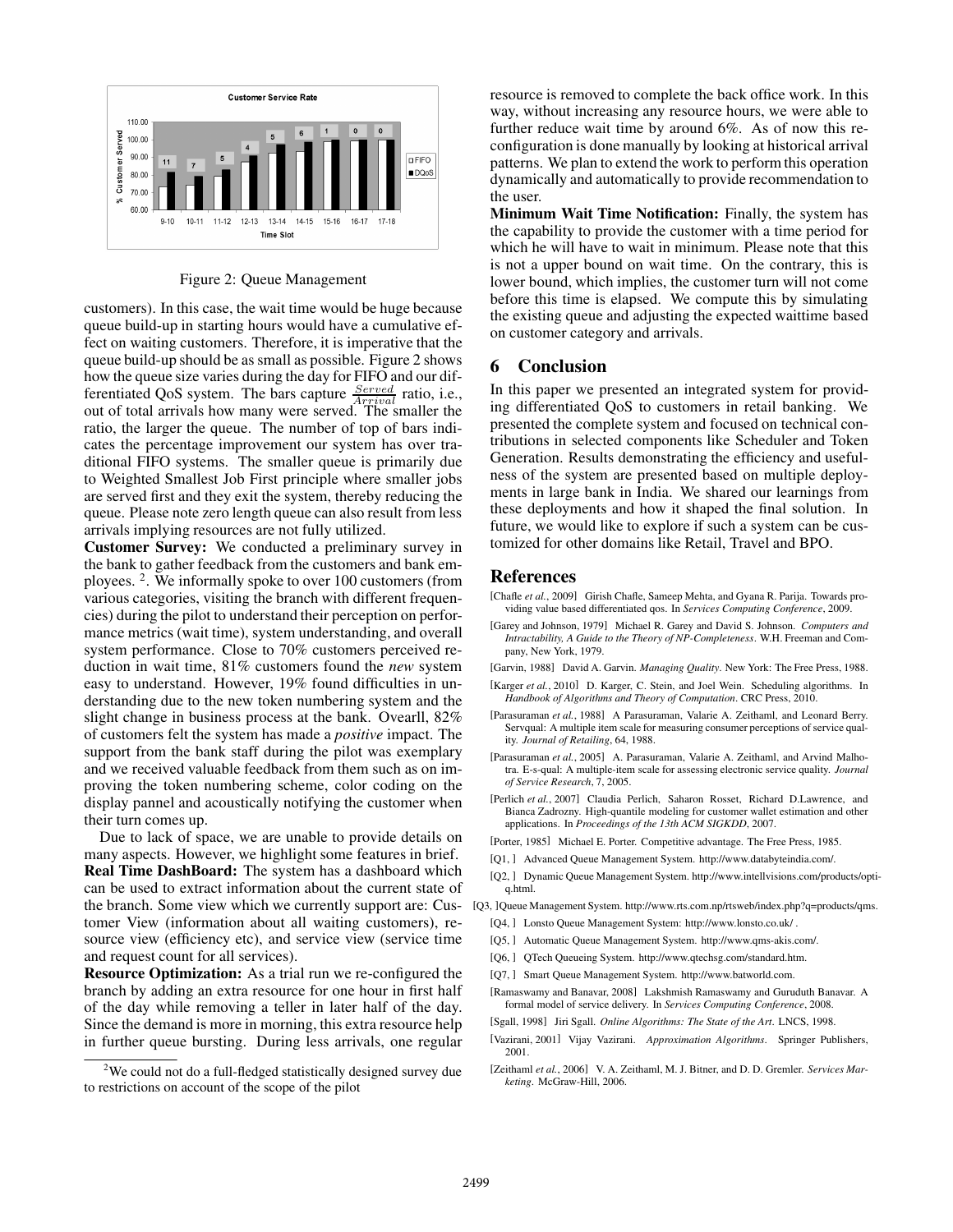Customer Service Rate

% Customer Served

110.00
100.00
90.00
80.00
70.00
60.00

11 7 5 4 5 6 1 0 0

9-10 10-11 11-12 12-13 13-14 14-15 15-16 16-17 17-18

Time Slot

FIFO
DQoS

Figure 2: Queue Management

customers). In this case, the wait time would be huge because queue build-up in starting hours would have a cumulative effect on waiting customers. Therefore, it is imperative that the queue build-up should be as small as possible. Figure 2 shows how the queue size varies during the day for FIFO and our differentiated QoS system. The bars capture $\frac{Served}{Arrival}$ ratio, i.e., out of total arrivals how many were served. The smaller the ratio, the larger the queue. The number of top of bars indicates the percentage improvement our system has over traditional FIFO systems. The smaller queue is primarily due to Weighted Smallest Job First principle where smaller jobs are served first and they exit the system, thereby reducing the queue. Please note zero length queue can also result from less arrivals implying resources are not fully utilized.

**Customer Survey:** We conducted a preliminary survey in the bank to gather feedback from the customers and bank employees. [2]. We informally spoke to over 100 customers (from various categories, visiting the branch with different frequencies) during the pilot to understand their perception on performance metrics (wait time), system understanding, and overall system performance. Close to 70% customers perceived reduction in wait time, 81% customers found the *new* system easy to understand. However, 19% found difficulties in understanding due to the new token numbering system and the slight change in business process at the bank. Ovearll, 82% of customers felt the system has made a *positive* impact. The support from the bank staff during the pilot was exemplary and we received valuable feedback from them such as on improving the token numbering scheme, color coding on the display pannel and acoustically notifying the customer when their turn comes up.

Due to lack of space, we are unable to provide details on many aspects. However, we highlight some features in brief.

**Real Time DashBoard:** The system has a dashboard which can be used to extract information about the current state of the branch. Some view which we currently support are: Customer View (information about all waiting customers), resource view (efficiency etc), and service view (service time and request count for all services).

**Resource Optimization:** As a trial run we re-configured the branch by adding an extra resource for one hour in first half of the day while removing a teller in later half of the day. Since the demand is more in morning, this extra resource help in further queue bursting. During less arrivals, one regular resource is removed to complete the back office work. In this way, without increasing any resource hours, we were able to further reduce wait time by around 6%. As of now this reconfiguration is done manually by looking at historical arrival patterns. We plan to extend the work to perform this operation dynamically and automatically to provide recommendation to the user.

**Minimum Wait Time Notification:** Finally, the system has the capability to provide the customer with a time period for which he will have to wait in minimum. Please note that this is not a upper bound on wait time. On the contrary, this is lower bound, which implies, the customer turn will not come before this time is elapsed. We compute this by simulating the existing queue and adjusting the expected waittime based on customer category and arrivals.

[2] We could not do a full-fledged statistically designed survey due to restrictions on account of the scope of the pilot

## 6 Conclusion

In this paper we presented an integrated system for providing differentiated QoS to customers in retail banking. We presented the complete system and focused on technical contributions in selected components like Scheduler and Token Generation. Results demonstrating the efficiency and usefulness of the system are presented based on multiple deployments in large bank in India. We shared our learnings from these deployments and how it shaped the final solution. In future, we would like to explore if such a system can be customized for other domains like Retail, Travel and BPO.

## References

[Chafle *et al.*, 2009] Girish Chafle, Sameep Mehta, and Gyana R. Parija. Towards providing value based differentiated qos. In *Services Computing Conference*, 2009.

[Garey and Johnson, 1979] Michael R. Garey and David S. Johnson. *Computers and Intractability, A Guide to the Theory of NP-Completeness*. W.H. Freeman and Company, New York, 1979.

[Garvin, 1988] David A. Garvin. *Managing Quality*. New York: The Free Press, 1988.

[Karger *et al.*, 2010] D. Karger, C. Stein, and Joel Wein. Scheduling algorithms. In *Handbook of Algorithms and Theory of Computation*. CRC Press, 2010.

[Parasuraman *et al.*, 1988] A Parasuraman, Valarie A. Zeithaml, and Leonard Berry. Servqual: A multiple item scale for measuring consumer perceptions of service quality. *Journal of Retailing*, 64, 1988.

[Parasuraman *et al.*, 2005] A. Parasuraman, Valarie A. Zeithaml, and Arvind Malhotra. E-s-qual: A multiple-item scale for assessing electronic service quality. *Journal of Service Research*, 7, 2005.

[Perlich *et al.*, 2007] Claudia Perlich, Saharon Rosset, Richard D.Lawrence, and Bianca Zadrozny. High-quantile modeling for customer wallet estimation and other applications. In *Proceedings of the 13th ACM SIGKDD*, 2007.

[Porter, 1985] Michael E. Porter. Competitive advantage. The Free Press, 1985.

[Q1, ] Advanced Queue Management System. http://www.databyteindia.com/.

[Q2, ] Dynamic Queue Management System. http://www.intellvisions.com/products/opti-q.html.

[Q3, ] Queue Management System. http://www.rts.com.np/rtsweb/index.php?q=products/qms.

[Q4, ] Lonsto Queue Management System: http://www.lonsto.co.uk/ .

[Q5, ] Automatic Queue Management System. http://www.qms-akis.com/.

[Q6, ] QTech Queueing System. http://www.qtechsg.com/standard.htm.

[Q7, ] Smart Queue Management System. http://www.batworld.com.

[Ramaswamy and Banavar, 2008] Lakshmish Ramaswamy and Guruduth Banavar. A formal model of service delivery. In *Services Computing Conference*, 2008.

[Sgall, 1998] Jiri Sgall. *Online Algorithms: The State of the Art*. LNCS, 1998.

[Vazirani, 2001] Vijay Vazirani. *Approximation Algorithms*. Springer Publishers, 2001.

[Zeithaml *et al.*, 2006] V. A. Zeithaml, M. J. Bitner, and D. D. Gremler. *Services Marketing*. McGraw-Hill, 2006.